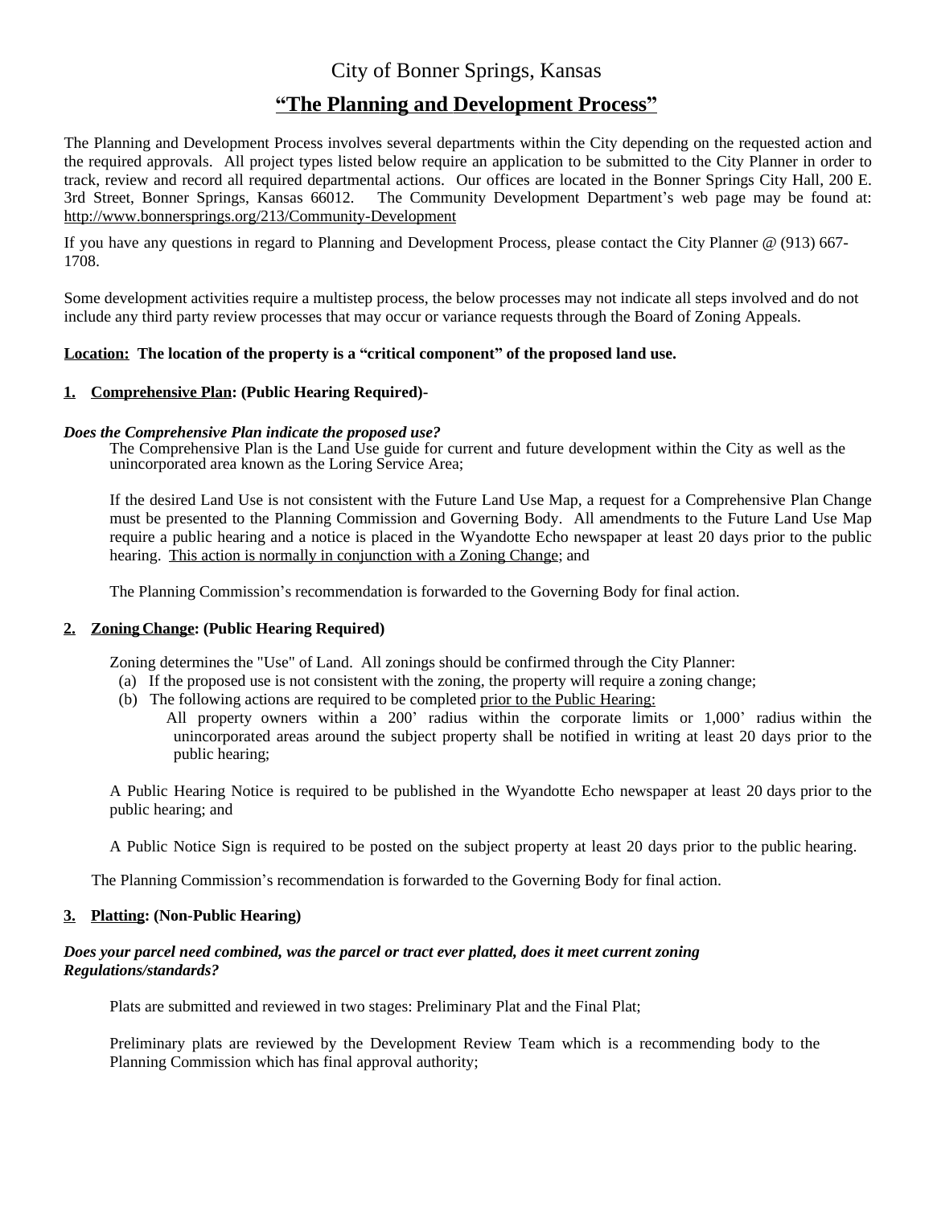# City of Bonner Springs, Kansas

## "The Planning and Development Process"

The Planning and Development Process involves several departments within the City depending on the requested action and the required approvals. All project types listed below require an application to be submitted to the City Planner in order to track, review and record all required departmental actions. Our offices are located in the Bonner Springs City Hall, 200 E. 3rd Street, Bonner Springs, Kansas 66012. The Community Development Department's web page may be found at: http://www.bonnersprings.org/213/Community-Development

If you have any questions in regard to Planning and Development Process, please contact the City Planner @ (913) 667-1708.

Some development activities require a multistep process, the below processes may not indicate all steps involved and do not include any third party review processes that may occur or variance requests through the Board of Zoning Appeals.

**Location: The location of the property is a "critical component" of the proposed land use.**

### 1. Comprehensive Plan: (Public Hearing Required)-

***Does the Comprehensive Plan indicate the proposed use?***

The Comprehensive Plan is the Land Use guide for current and future development within the City as well as the unincorporated area known as the Loring Service Area;

If the desired Land Use is not consistent with the Future Land Use Map, a request for a Comprehensive Plan Change must be presented to the Planning Commission and Governing Body. All amendments to the Future Land Use Map require a public hearing and a notice is placed in the Wyandotte Echo newspaper at least 20 days prior to the public hearing. This action is normally in conjunction with a Zoning Change; and

The Planning Commission's recommendation is forwarded to the Governing Body for final action.

### 2. Zoning Change: (Public Hearing Required)

Zoning determines the "Use" of Land. All zonings should be confirmed through the City Planner:

(a) If the proposed use is not consistent with the zoning, the property will require a zoning change;

(b) The following actions are required to be completed prior to the Public Hearing:

All property owners within a 200' radius within the corporate limits or 1,000' radius within the unincorporated areas around the subject property shall be notified in writing at least 20 days prior to the public hearing;

A Public Hearing Notice is required to be published in the Wyandotte Echo newspaper at least 20 days prior to the public hearing; and

A Public Notice Sign is required to be posted on the subject property at least 20 days prior to the public hearing.

The Planning Commission's recommendation is forwarded to the Governing Body for final action.

### 3. Platting: (Non-Public Hearing)

***Does your parcel need combined, was the parcel or tract ever platted, does it meet current zoning Regulations/standards?***

Plats are submitted and reviewed in two stages: Preliminary Plat and the Final Plat;

Preliminary plats are reviewed by the Development Review Team which is a recommending body to the Planning Commission which has final approval authority;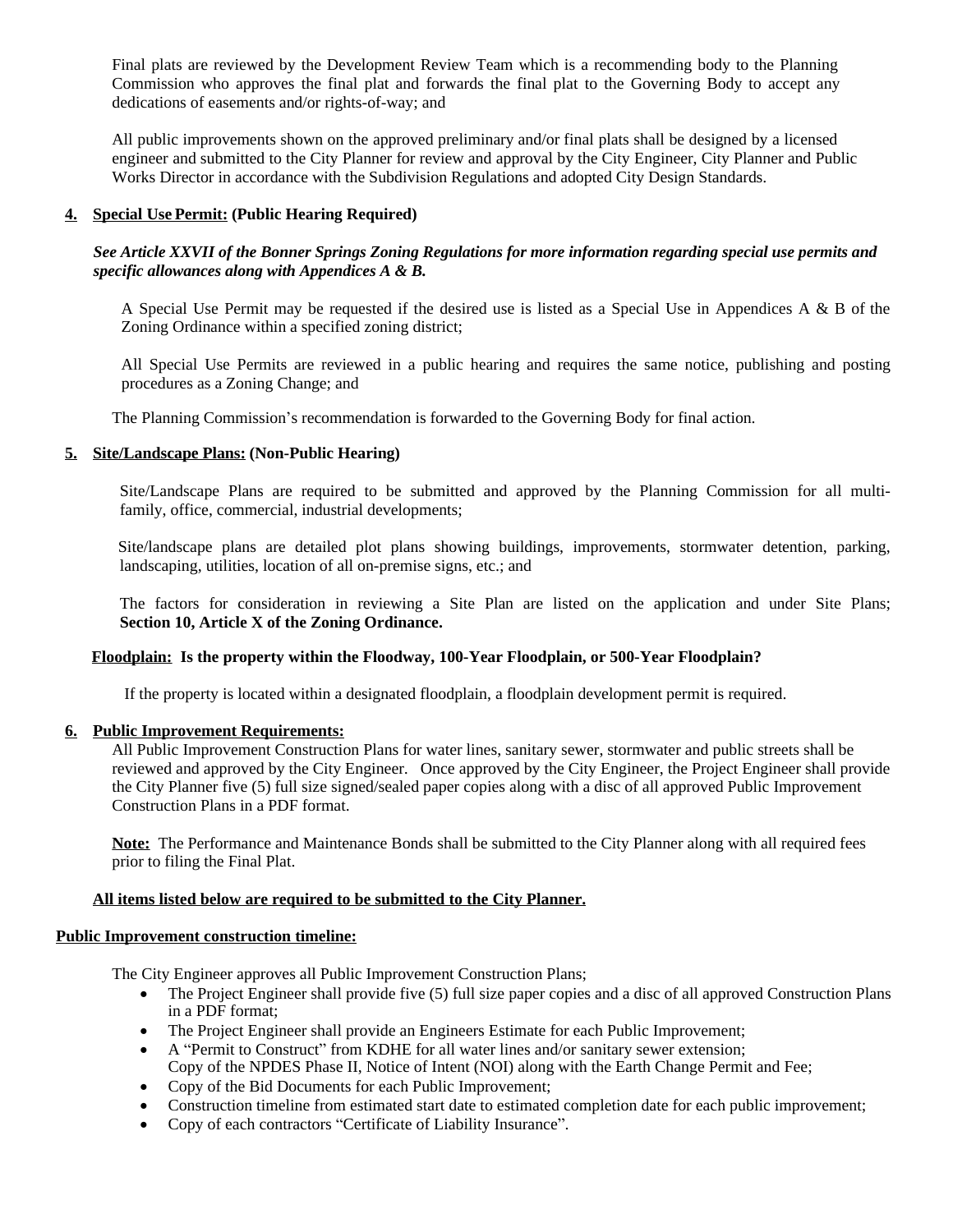Final plats are reviewed by the Development Review Team which is a recommending body to the Planning Commission who approves the final plat and forwards the final plat to the Governing Body to accept any dedications of easements and/or rights-of-way; and

All public improvements shown on the approved preliminary and/or final plats shall be designed by a licensed engineer and submitted to the City Planner for review and approval by the City Engineer, City Planner and Public Works Director in accordance with the Subdivision Regulations and adopted City Design Standards.

**4. <u>Special Use Permit:</u> (Public Hearing Required)**

***See Article XXVII of the Bonner Springs Zoning Regulations for more information regarding special use permits and specific allowances along with Appendices A & B.***

A Special Use Permit may be requested if the desired use is listed as a Special Use in Appendices A & B of the Zoning Ordinance within a specified zoning district;

All Special Use Permits are reviewed in a public hearing and requires the same notice, publishing and posting procedures as a Zoning Change; and

The Planning Commission's recommendation is forwarded to the Governing Body for final action.

**5. <u>Site/Landscape Plans:</u> (Non-Public Hearing)**

Site/Landscape Plans are required to be submitted and approved by the Planning Commission for all multi-family, office, commercial, industrial developments;

Site/landscape plans are detailed plot plans showing buildings, improvements, stormwater detention, parking, landscaping, utilities, location of all on-premise signs, etc.; and

The factors for consideration in reviewing a Site Plan are listed on the application and under Site Plans; **Section 10, Article X of the Zoning Ordinance.**

**<u>Floodplain:</u> Is the property within the Floodway, 100-Year Floodplain, or 500-Year Floodplain?**

If the property is located within a designated floodplain, a floodplain development permit is required.

**6. <u>Public Improvement Requirements:</u>**

All Public Improvement Construction Plans for water lines, sanitary sewer, stormwater and public streets shall be reviewed and approved by the City Engineer. Once approved by the City Engineer, the Project Engineer shall provide the City Planner five (5) full size signed/sealed paper copies along with a disc of all approved Public Improvement Construction Plans in a PDF format.

**<u>Note:</u>** The Performance and Maintenance Bonds shall be submitted to the City Planner along with all required fees prior to filing the Final Plat.

**<u>All items listed below are required to be submitted to the City Planner.</u>**

**<u>Public Improvement construction timeline:</u>**

The City Engineer approves all Public Improvement Construction Plans;

- The Project Engineer shall provide five (5) full size paper copies and a disc of all approved Construction Plans in a PDF format;
- The Project Engineer shall provide an Engineers Estimate for each Public Improvement;
- A "Permit to Construct" from KDHE for all water lines and/or sanitary sewer extension; Copy of the NPDES Phase II, Notice of Intent (NOI) along with the Earth Change Permit and Fee;
- Copy of the Bid Documents for each Public Improvement;
- Construction timeline from estimated start date to estimated completion date for each public improvement;
- Copy of each contractors "Certificate of Liability Insurance".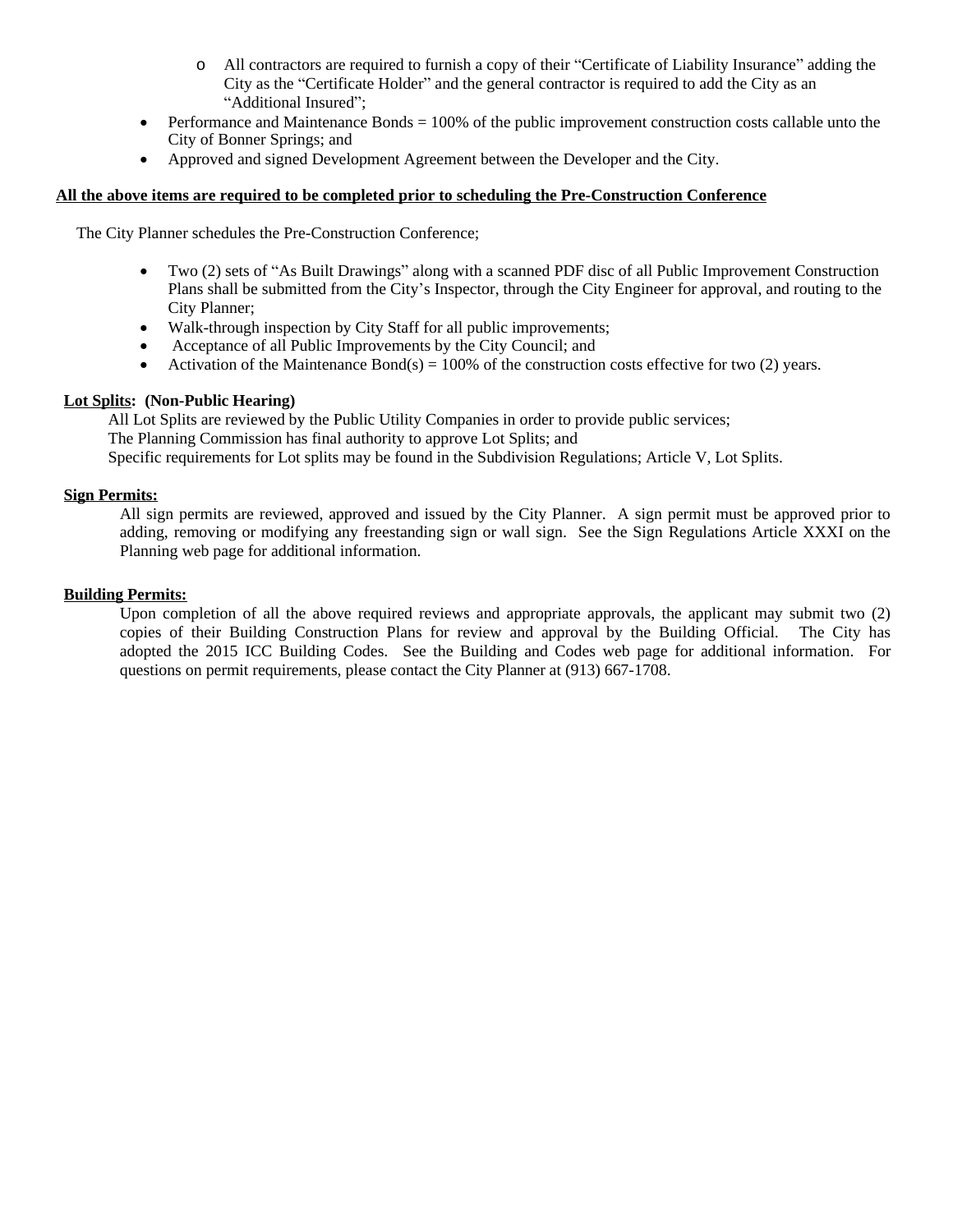- All contractors are required to furnish a copy of their "Certificate of Liability Insurance" adding the City as the "Certificate Holder" and the general contractor is required to add the City as an "Additional Insured";
- Performance and Maintenance Bonds = 100% of the public improvement construction costs callable unto the City of Bonner Springs; and
- Approved and signed Development Agreement between the Developer and the City.

**<u>All the above items are required to be completed prior to scheduling the Pre-Construction Conference</u>**

The City Planner schedules the Pre-Construction Conference;

- Two (2) sets of "As Built Drawings" along with a scanned PDF disc of all Public Improvement Construction Plans shall be submitted from the City's Inspector, through the City Engineer for approval, and routing to the City Planner;
- Walk-through inspection by City Staff for all public improvements;
- Acceptance of all Public Improvements by the City Council; and
- Activation of the Maintenance Bond(s) = 100% of the construction costs effective for two (2) years.

**<u>Lot Splits</u>: (Non-Public Hearing)**

All Lot Splits are reviewed by the Public Utility Companies in order to provide public services;
The Planning Commission has final authority to approve Lot Splits; and
Specific requirements for Lot splits may be found in the Subdivision Regulations; Article V, Lot Splits.

**<u>Sign Permits:</u>**

All sign permits are reviewed, approved and issued by the City Planner. A sign permit must be approved prior to adding, removing or modifying any freestanding sign or wall sign. See the Sign Regulations Article XXXI on the Planning web page for additional information.

**<u>Building Permits:</u>**

Upon completion of all the above required reviews and appropriate approvals, the applicant may submit two (2) copies of their Building Construction Plans for review and approval by the Building Official. The City has adopted the 2015 ICC Building Codes. See the Building and Codes web page for additional information. For questions on permit requirements, please contact the City Planner at (913) 667-1708.